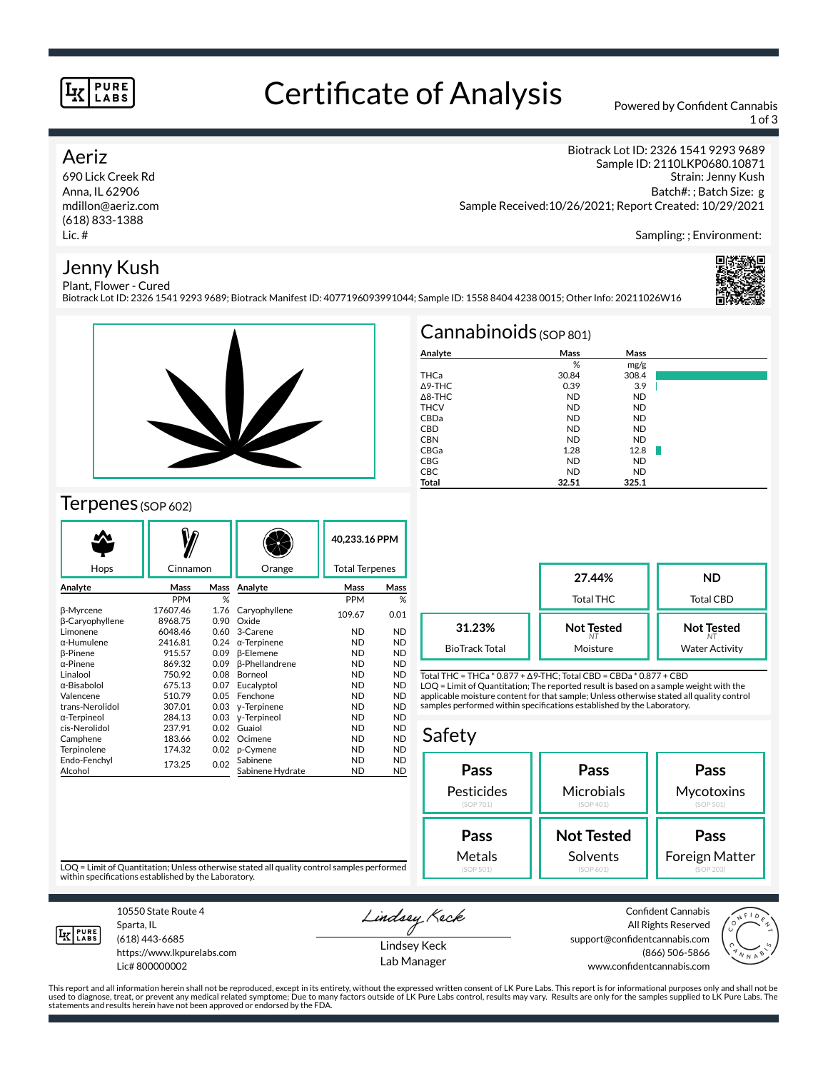# Certificate of Analysis

Powered by Confident Cannabis

## Aeriz

690 Lick Creek Rd
Anna, IL 62906
mdillon@aeriz.com
(618) 833-1388
Lic. #

Biotrack Lot ID: 2326 1541 9293 9689
Sample ID: 2110LKP0680.10871
Strain: Jenny Kush
Batch#: ; Batch Size: g
Sample Received:10/26/2021; Report Created: 10/29/2021

Sampling: ; Environment:

## Jenny Kush

Plant, Flower - Cured
Biotrack Lot ID: 2326 1541 9293 9689; Biotrack Manifest ID: 4077196093991044; Sample ID: 1558 8404 4238 0015; Other Info: 20211026W16

## Cannabinoids (SOP 801)

| Analyte | Mass | Mass |
|---|---|---|
| | % | mg/g |
| THCa | 30.84 | 308.4 |
| Δ9-THC | 0.39 | 3.9 |
| Δ8-THC | ND | ND |
| THCV | ND | ND |
| CBDa | ND | ND |
| CBD | ND | ND |
| CBN | ND | ND |
| CBGa | 1.28 | 12.8 |
| CBG | ND | ND |
| CBC | ND | ND |
| **Total** | **32.51** | **325.1** |

| | | |
|---|---|---|
| | **27.44%** Total THC | **ND** Total CBD |
| **31.23%** BioTrack Total | **Not Tested** Moisture | **Not Tested** Water Activity |

Total THC = THCa * 0.877 + Δ9-THC; Total CBD = CBDa * 0.877 + CBD
LOQ = Limit of Quantitation; The reported result is based on a sample weight with the applicable moisture content for that sample; Unless otherwise stated all quality control samples performed within specifications established by the Laboratory.

## Terpenes (SOP 602)

Hops | Cinnamon | Orange | **40,233.16 PPM** Total Terpenes

| Analyte | Mass | Mass | Analyte | Mass | Mass |
|---|---|---|---|---|---|
| | PPM | % | | PPM | % |
| β-Myrcene | 17607.46 | 1.76 | Caryophyllene Oxide | 109.67 | 0.01 |
| β-Caryophyllene | 8968.75 | 0.90 | 3-Carene | ND | ND |
| Limonene | 6048.46 | 0.60 | α-Terpinene | ND | ND |
| α-Humulene | 2416.81 | 0.24 | β-Elemene | ND | ND |
| β-Pinene | 915.57 | 0.09 | β-Phellandrene | ND | ND |
| α-Pinene | 869.32 | 0.09 | Borneol | ND | ND |
| Linalool | 750.92 | 0.08 | Eucalyptol | ND | ND |
| α-Bisabolol | 675.13 | 0.07 | Fenchone | ND | ND |
| Valencene | 510.79 | 0.05 | γ-Terpinene | ND | ND |
| trans-Nerolidol | 307.01 | 0.03 | γ-Terpineol | ND | ND |
| α-Terpineol | 284.13 | 0.03 | Guaiol | ND | ND |
| cis-Nerolidol | 237.91 | 0.02 | Ocimene | ND | ND |
| Camphene | 183.66 | 0.02 | p-Cymene | ND | ND |
| Terpinolene | 174.32 | 0.02 | Sabinene | ND | ND |
| Endo-Fenchyl Alcohol | 173.25 | 0.02 | Sabinene Hydrate | ND | ND |

LOQ = Limit of Quantitation; Unless otherwise stated all quality control samples performed within specifications established by the Laboratory.

## Safety

| | | |
|---|---|---|
| **Pass** Pesticides (SOP 701) | **Pass** Microbials (SOP 401) | **Pass** Mycotoxins (SOP 501) |
| **Pass** Metals (SOP 501) | **Not Tested** Solvents (SOP 601) | **Pass** Foreign Matter (SOP 203) |

10550 State Route 4
Sparta, IL
(618) 443-6685
https://www.lkpurelabs.com
Lic# 800000002

Lindsey Keck
Lab Manager

Confident Cannabis
All Rights Reserved
support@confidentcannabis.com
(866) 506-5866
www.confidentcannabis.com

This report and all information herein shall not be reproduced, except in its entirety, without the expressed written consent of LK Pure Labs. This report is for informational purposes only and shall not be used to diagnose, treat, or prevent any medical related symptome; Due to many factors outside of LK Pure Labs control, results may vary. Results are only for the samples supplied to LK Pure Labs. The statements and results herein have not been approved or endorsed by the FDA.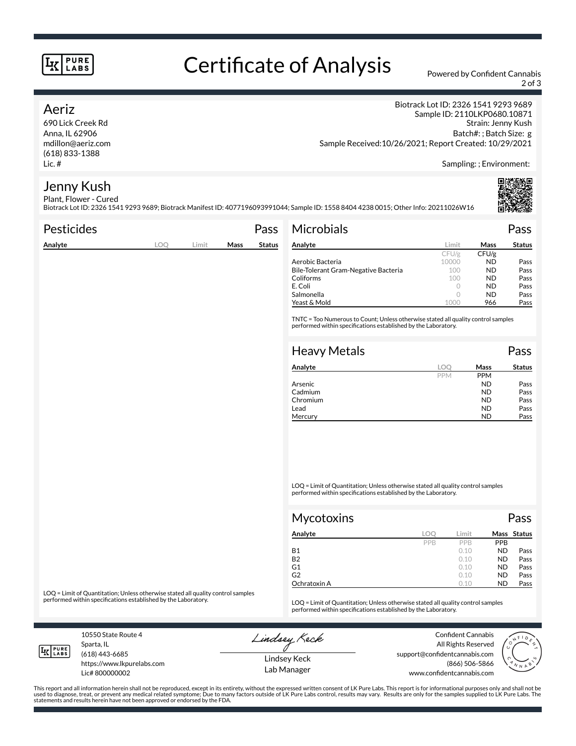# Certificate of Analysis

Powered by Confident Cannabis

## Aeriz

690 Lick Creek Rd
Anna, IL 62906
mdillon@aeriz.com
(618) 833-1388
Lic. #

Biotrack Lot ID: 2326 1541 9293 9689
Sample ID: 2110LKP0680.10871
Strain: Jenny Kush
Batch#: ; Batch Size: g
Sample Received:10/26/2021; Report Created: 10/29/2021

Sampling: ; Environment:

## Jenny Kush

Plant, Flower - Cured
Biotrack Lot ID: 2326 1541 9293 9689; Biotrack Manifest ID: 4077196093991044; Sample ID: 1558 8404 4238 0015; Other Info: 20211026W16

### Pesticides — Pass

| Analyte | LOQ | Limit | Mass | Status |
|---|---|---|---|---|

LOQ = Limit of Quantitation; Unless otherwise stated all quality control samples performed within specifications established by the Laboratory.

### Microbials — Pass

| Analyte | Limit | Mass | Status |
|---|---|---|---|
| | CFU/g | CFU/g | |
| Aerobic Bacteria | 10000 | ND | Pass |
| Bile-Tolerant Gram-Negative Bacteria | 100 | ND | Pass |
| Coliforms | 100 | ND | Pass |
| E. Coli | 0 | ND | Pass |
| Salmonella | 0 | ND | Pass |
| Yeast & Mold | 1000 | 966 | Pass |

TNTC = Too Numerous to Count; Unless otherwise stated all quality control samples performed within specifications established by the Laboratory.

### Heavy Metals — Pass

| Analyte | LOQ | Mass | Status |
|---|---|---|---|
| | PPM | PPM | |
| Arsenic | | ND | Pass |
| Cadmium | | ND | Pass |
| Chromium | | ND | Pass |
| Lead | | ND | Pass |
| Mercury | | ND | Pass |

LOQ = Limit of Quantitation; Unless otherwise stated all quality control samples performed within specifications established by the Laboratory.

### Mycotoxins — Pass

| Analyte | LOQ | Limit | Mass | Status |
|---|---|---|---|---|
| | PPB | PPB | PPB | |
| B1 | | 0.10 | ND | Pass |
| B2 | | 0.10 | ND | Pass |
| G1 | | 0.10 | ND | Pass |
| G2 | | 0.10 | ND | Pass |
| Ochratoxin A | | 0.10 | ND | Pass |

LOQ = Limit of Quantitation; Unless otherwise stated all quality control samples performed within specifications established by the Laboratory.

10550 State Route 4
Sparta, IL
(618) 443-6685
https://www.lkpurelabs.com
Lic# 800000002

Lindsey Keck
Lab Manager

Confident Cannabis
All Rights Reserved
support@confidentcannabis.com
(866) 506-5866
www.confidentcannabis.com

This report and all information herein shall not be reproduced, except in its entirety, without the expressed written consent of LK Pure Labs. This report is for informational purposes only and shall not be used to diagnose, treat, or prevent any medical related symptome; Due to many factors outside of LK Pure Labs control, results may vary. Results are only for the samples supplied to LK Pure Labs. The statements and results herein have not been approved or endorsed by the FDA.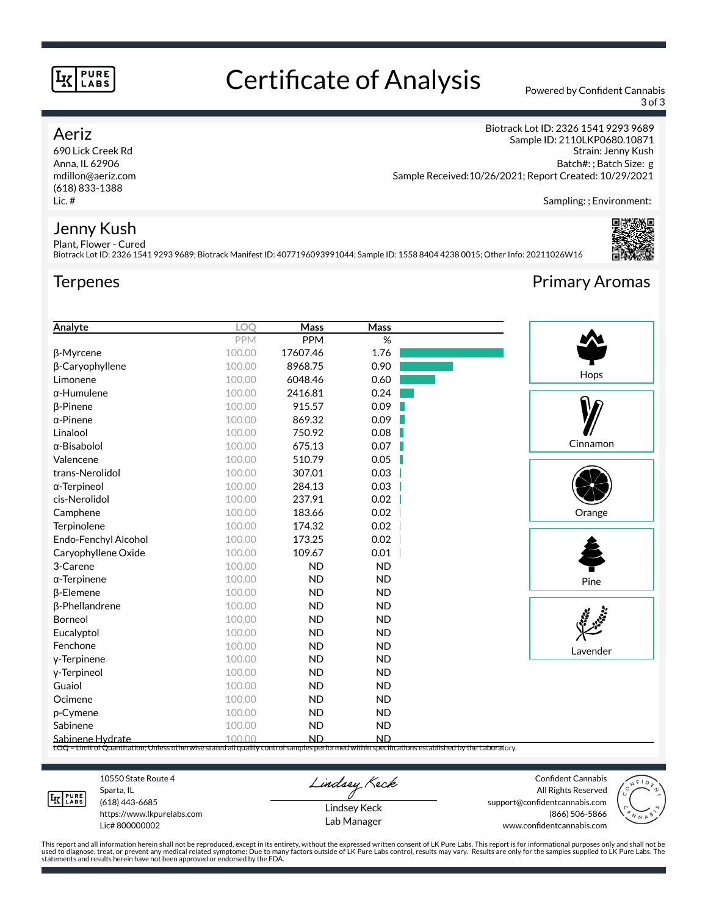# Certificate of Analysis

Powered by Confident Cannabis

## Aeriz

690 Lick Creek Rd
Anna, IL 62906
mdillon@aeriz.com
(618) 833-1388
Lic. #

Biotrack Lot ID: 2326 1541 9293 9689
Sample ID: 2110LKP0680.10871
Strain: Jenny Kush
Batch#: ; Batch Size: g
Sample Received:10/26/2021; Report Created: 10/29/2021

Sampling: ; Environment:

## Jenny Kush

Plant, Flower - Cured
Biotrack Lot ID: 2326 1541 9293 9689; Biotrack Manifest ID: 4077196093991044; Sample ID: 1558 8404 4238 0015; Other Info: 20211026W16

## Terpenes

| Analyte | LOQ | Mass | Mass |
|---|---|---|---|
| | PPM | PPM | % |
| β-Myrcene | 100.00 | 17607.46 | 1.76 |
| β-Caryophyllene | 100.00 | 8968.75 | 0.90 |
| Limonene | 100.00 | 6048.46 | 0.60 |
| α-Humulene | 100.00 | 2416.81 | 0.24 |
| β-Pinene | 100.00 | 915.57 | 0.09 |
| α-Pinene | 100.00 | 869.32 | 0.09 |
| Linalool | 100.00 | 750.92 | 0.08 |
| α-Bisabolol | 100.00 | 675.13 | 0.07 |
| Valencene | 100.00 | 510.79 | 0.05 |
| trans-Nerolidol | 100.00 | 307.01 | 0.03 |
| α-Terpineol | 100.00 | 284.13 | 0.03 |
| cis-Nerolidol | 100.00 | 237.91 | 0.02 |
| Camphene | 100.00 | 183.66 | 0.02 |
| Terpinolene | 100.00 | 174.32 | 0.02 |
| Endo-Fenchyl Alcohol | 100.00 | 173.25 | 0.02 |
| Caryophyllene Oxide | 100.00 | 109.67 | 0.01 |
| 3-Carene | 100.00 | ND | ND |
| α-Terpinene | 100.00 | ND | ND |
| β-Elemene | 100.00 | ND | ND |
| β-Phellandrene | 100.00 | ND | ND |
| Borneol | 100.00 | ND | ND |
| Eucalyptol | 100.00 | ND | ND |
| Fenchone | 100.00 | ND | ND |
| γ-Terpinene | 100.00 | ND | ND |
| γ-Terpineol | 100.00 | ND | ND |
| Guaiol | 100.00 | ND | ND |
| Ocimene | 100.00 | ND | ND |
| p-Cymene | 100.00 | ND | ND |
| Sabinene | 100.00 | ND | ND |
| Sabinene Hydrate | 100.00 | ND | ND |

LOQ = Limit of Quantitation; Unless otherwise stated all quality control samples performed within specifications established by the Laboratory.

## Primary Aromas

Hops

Cinnamon

Orange

Pine

Lavender

10550 State Route 4
Sparta, IL
(618) 443-6685
https://www.lkpurelabs.com
Lic# 800000002

Lindsey Keck
Lab Manager

Confident Cannabis
All Rights Reserved
support@confidentcannabis.com
(866) 506-5866
www.confidentcannabis.com

This report and all information herein shall not be reproduced, except in its entirety, without the expressed written consent of LK Pure Labs. This report is for informational purposes only and shall not be used to diagnose, treat, or prevent any medical related symptome; Due to many factors outside of LK Pure Labs control, results may vary. Results are only for the samples supplied to LK Pure Labs. The statements and results herein have not been approved or endorsed by the FDA.